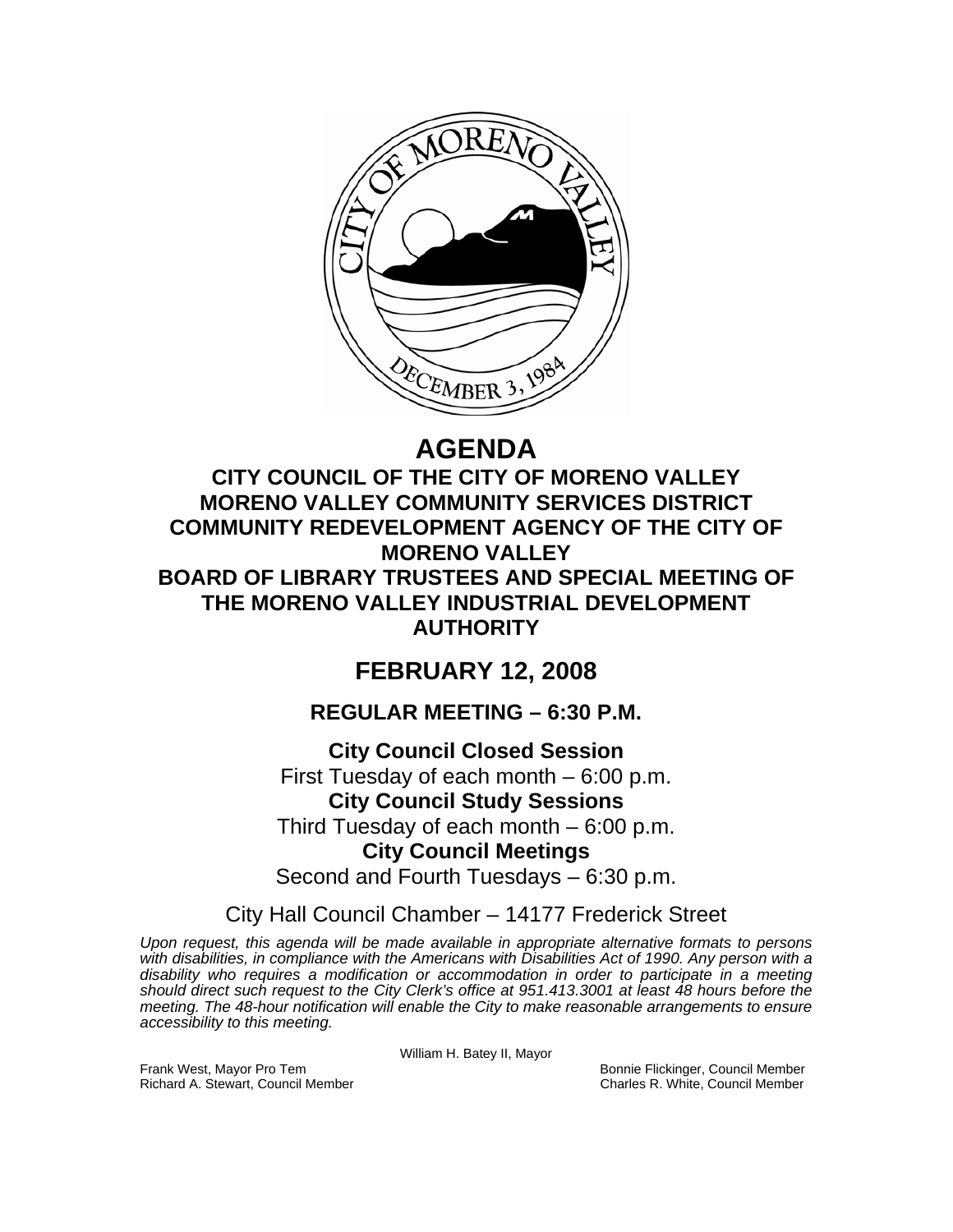# AGENDA

## CITY COUNCIL OF THE CITY OF MORENO VALLEY
## MORENO VALLEY COMMUNITY SERVICES DISTRICT
## COMMUNITY REDEVELOPMENT AGENCY OF THE CITY OF MORENO VALLEY
## BOARD OF LIBRARY TRUSTEES AND SPECIAL MEETING OF THE MORENO VALLEY INDUSTRIAL DEVELOPMENT AUTHORITY

## FEBRUARY 12, 2008

### REGULAR MEETING – 6:30 P.M.

**City Council Closed Session**
First Tuesday of each month – 6:00 p.m.

**City Council Study Sessions**
Third Tuesday of each month – 6:00 p.m.

**City Council Meetings**
Second and Fourth Tuesdays – 6:30 p.m.

City Hall Council Chamber – 14177 Frederick Street

*Upon request, this agenda will be made available in appropriate alternative formats to persons with disabilities, in compliance with the Americans with Disabilities Act of 1990. Any person with a disability who requires a modification or accommodation in order to participate in a meeting should direct such request to the City Clerk's office at 951.413.3001 at least 48 hours before the meeting. The 48-hour notification will enable the City to make reasonable arrangements to ensure accessibility to this meeting.*

William H. Batey II, Mayor

Frank West, Mayor Pro Tem
Richard A. Stewart, Council Member
Bonnie Flickinger, Council Member
Charles R. White, Council Member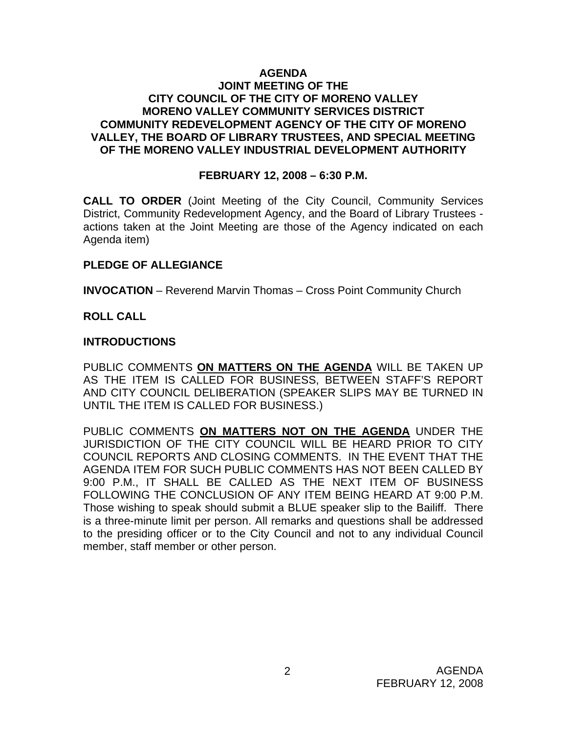**AGENDA**
**JOINT MEETING OF THE**
**CITY COUNCIL OF THE CITY OF MORENO VALLEY**
**MORENO VALLEY COMMUNITY SERVICES DISTRICT**
**COMMUNITY REDEVELOPMENT AGENCY OF THE CITY OF MORENO VALLEY, THE BOARD OF LIBRARY TRUSTEES, AND SPECIAL MEETING OF THE MORENO VALLEY INDUSTRIAL DEVELOPMENT AUTHORITY**

**FEBRUARY 12, 2008 – 6:30 P.M.**

**CALL TO ORDER** (Joint Meeting of the City Council, Community Services District, Community Redevelopment Agency, and the Board of Library Trustees - actions taken at the Joint Meeting are those of the Agency indicated on each Agenda item)

**PLEDGE OF ALLEGIANCE**

**INVOCATION** – Reverend Marvin Thomas – Cross Point Community Church

**ROLL CALL**

**INTRODUCTIONS**

PUBLIC COMMENTS **ON MATTERS ON THE AGENDA** WILL BE TAKEN UP AS THE ITEM IS CALLED FOR BUSINESS, BETWEEN STAFF'S REPORT AND CITY COUNCIL DELIBERATION (SPEAKER SLIPS MAY BE TURNED IN UNTIL THE ITEM IS CALLED FOR BUSINESS.)

PUBLIC COMMENTS **ON MATTERS NOT ON THE AGENDA** UNDER THE JURISDICTION OF THE CITY COUNCIL WILL BE HEARD PRIOR TO CITY COUNCIL REPORTS AND CLOSING COMMENTS. IN THE EVENT THAT THE AGENDA ITEM FOR SUCH PUBLIC COMMENTS HAS NOT BEEN CALLED BY 9:00 P.M., IT SHALL BE CALLED AS THE NEXT ITEM OF BUSINESS FOLLOWING THE CONCLUSION OF ANY ITEM BEING HEARD AT 9:00 P.M. Those wishing to speak should submit a BLUE speaker slip to the Bailiff. There is a three-minute limit per person. All remarks and questions shall be addressed to the presiding officer or to the City Council and not to any individual Council member, staff member or other person.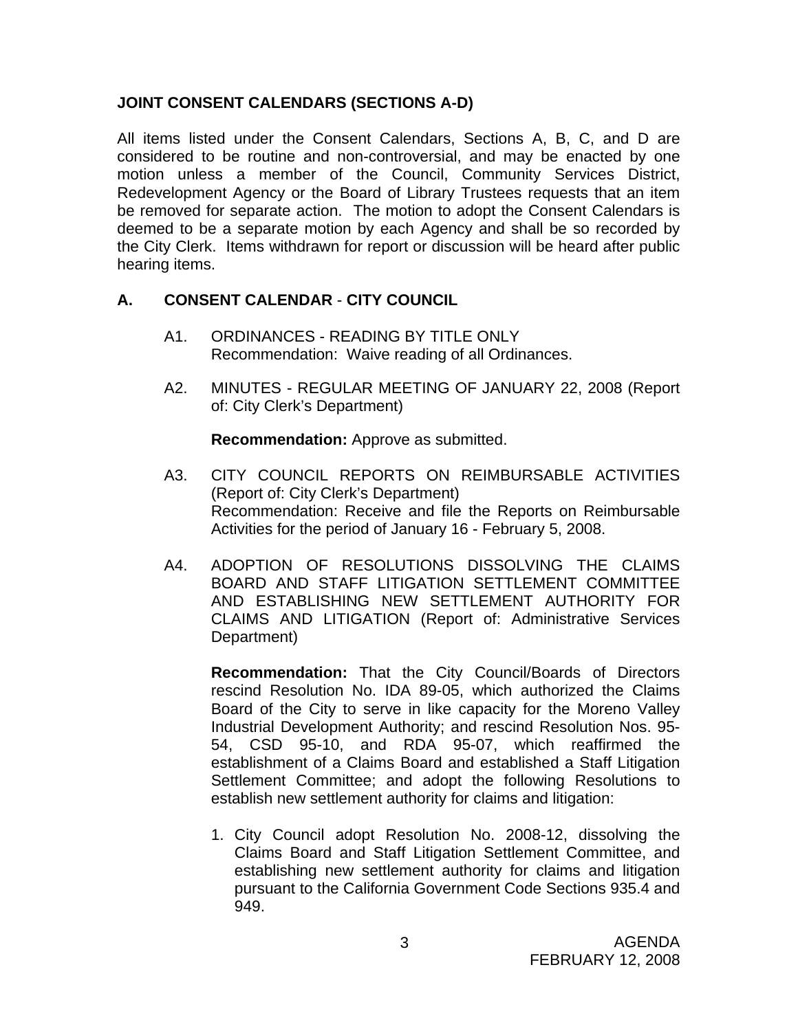## JOINT CONSENT CALENDARS (SECTIONS A-D)

All items listed under the Consent Calendars, Sections A, B, C, and D are considered to be routine and non-controversial, and may be enacted by one motion unless a member of the Council, Community Services District, Redevelopment Agency or the Board of Library Trustees requests that an item be removed for separate action. The motion to adopt the Consent Calendars is deemed to be a separate motion by each Agency and shall be so recorded by the City Clerk. Items withdrawn for report or discussion will be heard after public hearing items.

## A. CONSENT CALENDAR - CITY COUNCIL

A1. ORDINANCES - READING BY TITLE ONLY
Recommendation: Waive reading of all Ordinances.

A2. MINUTES - REGULAR MEETING OF JANUARY 22, 2008 (Report of: City Clerk's Department)

**Recommendation:** Approve as submitted.

A3. CITY COUNCIL REPORTS ON REIMBURSABLE ACTIVITIES (Report of: City Clerk's Department)
Recommendation: Receive and file the Reports on Reimbursable Activities for the period of January 16 - February 5, 2008.

A4. ADOPTION OF RESOLUTIONS DISSOLVING THE CLAIMS BOARD AND STAFF LITIGATION SETTLEMENT COMMITTEE AND ESTABLISHING NEW SETTLEMENT AUTHORITY FOR CLAIMS AND LITIGATION (Report of: Administrative Services Department)

**Recommendation:** That the City Council/Boards of Directors rescind Resolution No. IDA 89-05, which authorized the Claims Board of the City to serve in like capacity for the Moreno Valley Industrial Development Authority; and rescind Resolution Nos. 95-54, CSD 95-10, and RDA 95-07, which reaffirmed the establishment of a Claims Board and established a Staff Litigation Settlement Committee; and adopt the following Resolutions to establish new settlement authority for claims and litigation:

1. City Council adopt Resolution No. 2008-12, dissolving the Claims Board and Staff Litigation Settlement Committee, and establishing new settlement authority for claims and litigation pursuant to the California Government Code Sections 935.4 and 949.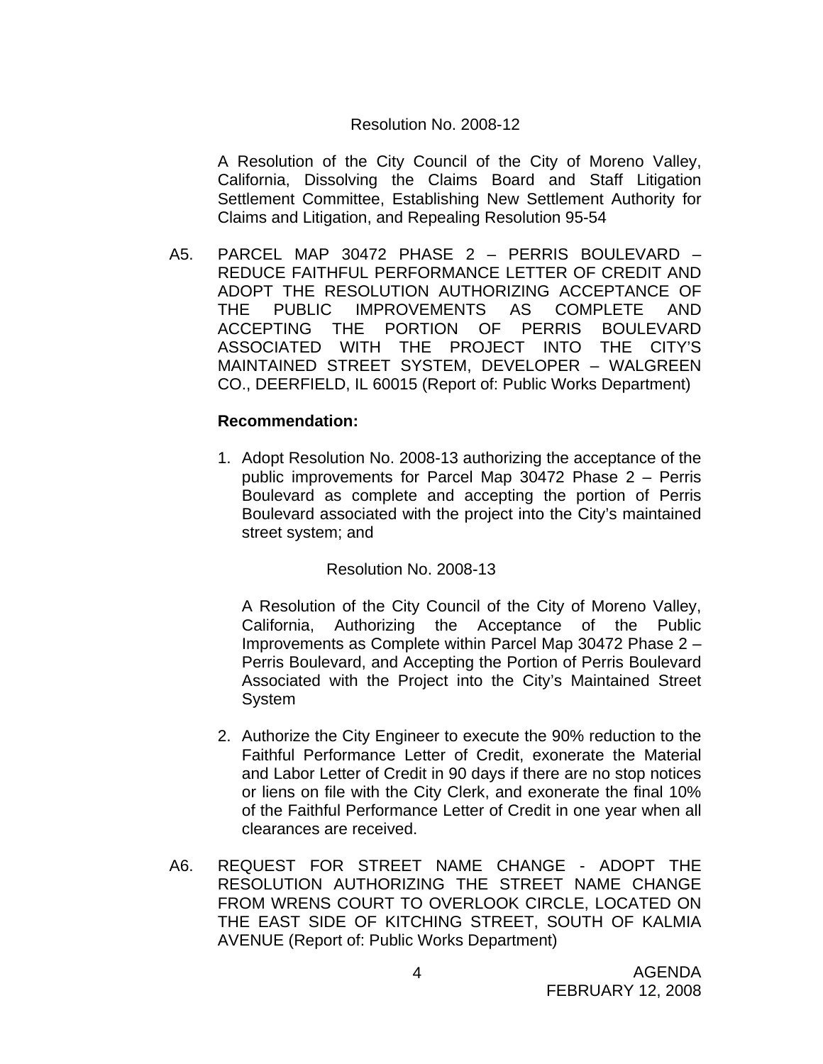Resolution No. 2008-12

A Resolution of the City Council of the City of Moreno Valley, California, Dissolving the Claims Board and Staff Litigation Settlement Committee, Establishing New Settlement Authority for Claims and Litigation, and Repealing Resolution 95-54

A5. PARCEL MAP 30472 PHASE 2 – PERRIS BOULEVARD – REDUCE FAITHFUL PERFORMANCE LETTER OF CREDIT AND ADOPT THE RESOLUTION AUTHORIZING ACCEPTANCE OF THE PUBLIC IMPROVEMENTS AS COMPLETE AND ACCEPTING THE PORTION OF PERRIS BOULEVARD ASSOCIATED WITH THE PROJECT INTO THE CITY'S MAINTAINED STREET SYSTEM, DEVELOPER – WALGREEN CO., DEERFIELD, IL 60015 (Report of: Public Works Department)

**Recommendation:**

1. Adopt Resolution No. 2008-13 authorizing the acceptance of the public improvements for Parcel Map 30472 Phase 2 – Perris Boulevard as complete and accepting the portion of Perris Boulevard associated with the project into the City's maintained street system; and

   Resolution No. 2008-13

   A Resolution of the City Council of the City of Moreno Valley, California, Authorizing the Acceptance of the Public Improvements as Complete within Parcel Map 30472 Phase 2 – Perris Boulevard, and Accepting the Portion of Perris Boulevard Associated with the Project into the City's Maintained Street System

2. Authorize the City Engineer to execute the 90% reduction to the Faithful Performance Letter of Credit, exonerate the Material and Labor Letter of Credit in 90 days if there are no stop notices or liens on file with the City Clerk, and exonerate the final 10% of the Faithful Performance Letter of Credit in one year when all clearances are received.

A6. REQUEST FOR STREET NAME CHANGE - ADOPT THE RESOLUTION AUTHORIZING THE STREET NAME CHANGE FROM WRENS COURT TO OVERLOOK CIRCLE, LOCATED ON THE EAST SIDE OF KITCHING STREET, SOUTH OF KALMIA AVENUE (Report of: Public Works Department)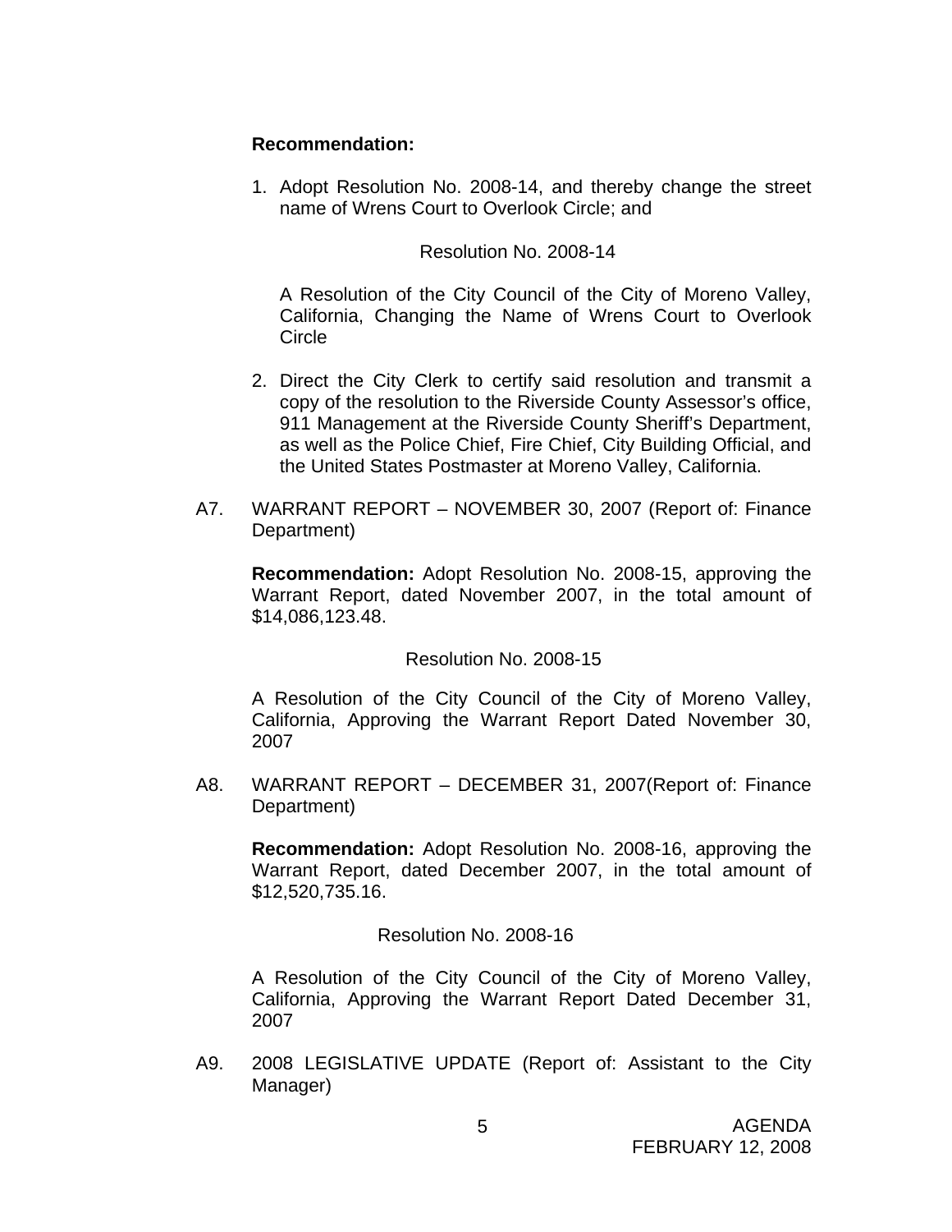**Recommendation:**

1. Adopt Resolution No. 2008-14, and thereby change the street name of Wrens Court to Overlook Circle; and

   Resolution No. 2008-14

   A Resolution of the City Council of the City of Moreno Valley, California, Changing the Name of Wrens Court to Overlook Circle

2. Direct the City Clerk to certify said resolution and transmit a copy of the resolution to the Riverside County Assessor's office, 911 Management at the Riverside County Sheriff's Department, as well as the Police Chief, Fire Chief, City Building Official, and the United States Postmaster at Moreno Valley, California.

A7. WARRANT REPORT – NOVEMBER 30, 2007 (Report of: Finance Department)

**Recommendation:** Adopt Resolution No. 2008-15, approving the Warrant Report, dated November 2007, in the total amount of $14,086,123.48.

Resolution No. 2008-15

A Resolution of the City Council of the City of Moreno Valley, California, Approving the Warrant Report Dated November 30, 2007

A8. WARRANT REPORT – DECEMBER 31, 2007(Report of: Finance Department)

**Recommendation:** Adopt Resolution No. 2008-16, approving the Warrant Report, dated December 2007, in the total amount of $12,520,735.16.

Resolution No. 2008-16

A Resolution of the City Council of the City of Moreno Valley, California, Approving the Warrant Report Dated December 31, 2007

A9. 2008 LEGISLATIVE UPDATE (Report of: Assistant to the City Manager)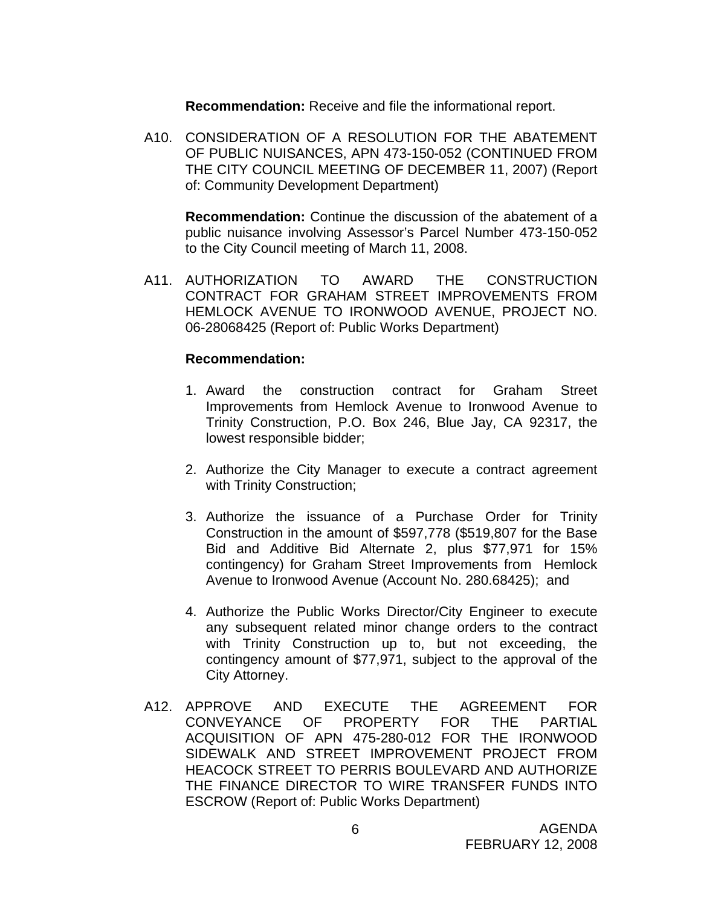**Recommendation:** Receive and file the informational report.

A10. CONSIDERATION OF A RESOLUTION FOR THE ABATEMENT OF PUBLIC NUISANCES, APN 473-150-052 (CONTINUED FROM THE CITY COUNCIL MEETING OF DECEMBER 11, 2007) (Report of: Community Development Department)

**Recommendation:** Continue the discussion of the abatement of a public nuisance involving Assessor's Parcel Number 473-150-052 to the City Council meeting of March 11, 2008.

A11. AUTHORIZATION TO AWARD THE CONSTRUCTION CONTRACT FOR GRAHAM STREET IMPROVEMENTS FROM HEMLOCK AVENUE TO IRONWOOD AVENUE, PROJECT NO. 06-28068425 (Report of: Public Works Department)

**Recommendation:**

1. Award the construction contract for Graham Street Improvements from Hemlock Avenue to Ironwood Avenue to Trinity Construction, P.O. Box 246, Blue Jay, CA 92317, the lowest responsible bidder;

2. Authorize the City Manager to execute a contract agreement with Trinity Construction;

3. Authorize the issuance of a Purchase Order for Trinity Construction in the amount of $597,778 ($519,807 for the Base Bid and Additive Bid Alternate 2, plus $77,971 for 15% contingency) for Graham Street Improvements from Hemlock Avenue to Ironwood Avenue (Account No. 280.68425); and

4. Authorize the Public Works Director/City Engineer to execute any subsequent related minor change orders to the contract with Trinity Construction up to, but not exceeding, the contingency amount of $77,971, subject to the approval of the City Attorney.

A12. APPROVE AND EXECUTE THE AGREEMENT FOR CONVEYANCE OF PROPERTY FOR THE PARTIAL ACQUISITION OF APN 475-280-012 FOR THE IRONWOOD SIDEWALK AND STREET IMPROVEMENT PROJECT FROM HEACOCK STREET TO PERRIS BOULEVARD AND AUTHORIZE THE FINANCE DIRECTOR TO WIRE TRANSFER FUNDS INTO ESCROW (Report of: Public Works Department)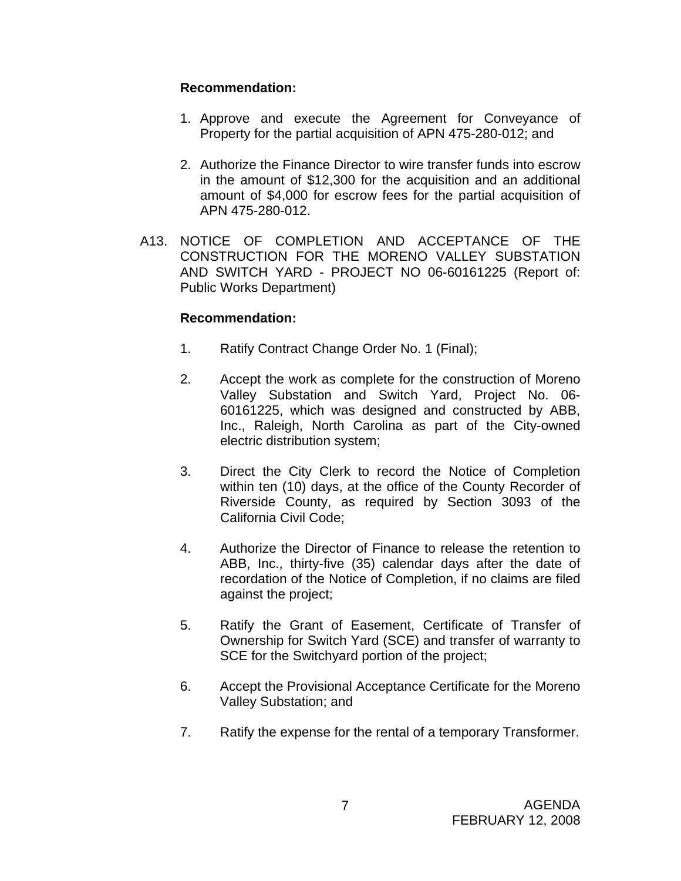**Recommendation:**

1. Approve and execute the Agreement for Conveyance of Property for the partial acquisition of APN 475-280-012; and

2. Authorize the Finance Director to wire transfer funds into escrow in the amount of $12,300 for the acquisition and an additional amount of $4,000 for escrow fees for the partial acquisition of APN 475-280-012.

A13. NOTICE OF COMPLETION AND ACCEPTANCE OF THE CONSTRUCTION FOR THE MORENO VALLEY SUBSTATION AND SWITCH YARD - PROJECT NO 06-60161225 (Report of: Public Works Department)

**Recommendation:**

1. Ratify Contract Change Order No. 1 (Final);

2. Accept the work as complete for the construction of Moreno Valley Substation and Switch Yard, Project No. 06-60161225, which was designed and constructed by ABB, Inc., Raleigh, North Carolina as part of the City-owned electric distribution system;

3. Direct the City Clerk to record the Notice of Completion within ten (10) days, at the office of the County Recorder of Riverside County, as required by Section 3093 of the California Civil Code;

4. Authorize the Director of Finance to release the retention to ABB, Inc., thirty-five (35) calendar days after the date of recordation of the Notice of Completion, if no claims are filed against the project;

5. Ratify the Grant of Easement, Certificate of Transfer of Ownership for Switch Yard (SCE) and transfer of warranty to SCE for the Switchyard portion of the project;

6. Accept the Provisional Acceptance Certificate for the Moreno Valley Substation; and

7. Ratify the expense for the rental of a temporary Transformer.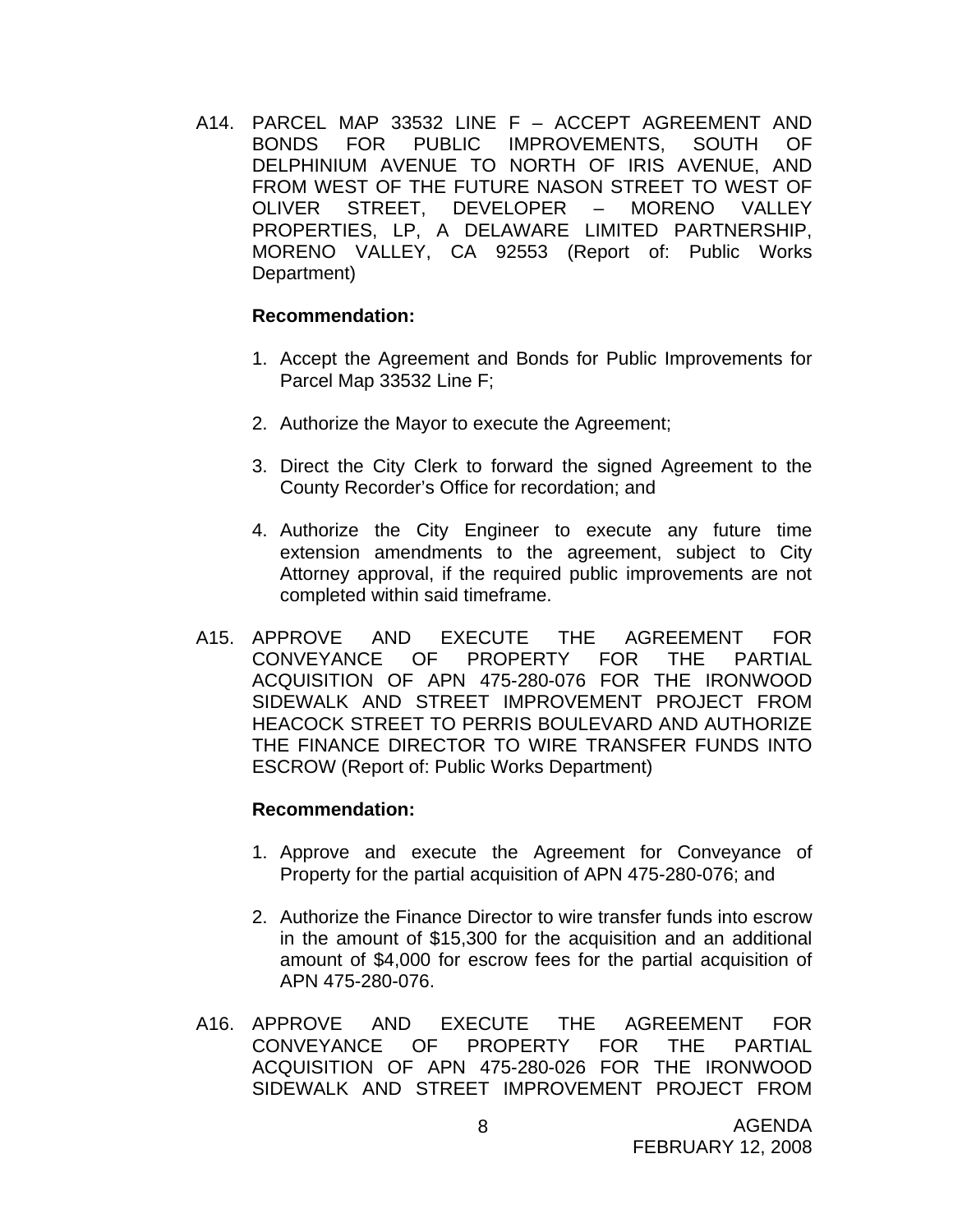A14. PARCEL MAP 33532 LINE F – ACCEPT AGREEMENT AND BONDS FOR PUBLIC IMPROVEMENTS, SOUTH OF DELPHINIUM AVENUE TO NORTH OF IRIS AVENUE, AND FROM WEST OF THE FUTURE NASON STREET TO WEST OF OLIVER STREET, DEVELOPER – MORENO VALLEY PROPERTIES, LP, A DELAWARE LIMITED PARTNERSHIP, MORENO VALLEY, CA 92553 (Report of: Public Works Department)

**Recommendation:**

1. Accept the Agreement and Bonds for Public Improvements for Parcel Map 33532 Line F;

2. Authorize the Mayor to execute the Agreement;

3. Direct the City Clerk to forward the signed Agreement to the County Recorder's Office for recordation; and

4. Authorize the City Engineer to execute any future time extension amendments to the agreement, subject to City Attorney approval, if the required public improvements are not completed within said timeframe.

A15. APPROVE AND EXECUTE THE AGREEMENT FOR CONVEYANCE OF PROPERTY FOR THE PARTIAL ACQUISITION OF APN 475-280-076 FOR THE IRONWOOD SIDEWALK AND STREET IMPROVEMENT PROJECT FROM HEACOCK STREET TO PERRIS BOULEVARD AND AUTHORIZE THE FINANCE DIRECTOR TO WIRE TRANSFER FUNDS INTO ESCROW (Report of: Public Works Department)

**Recommendation:**

1. Approve and execute the Agreement for Conveyance of Property for the partial acquisition of APN 475-280-076; and

2. Authorize the Finance Director to wire transfer funds into escrow in the amount of $15,300 for the acquisition and an additional amount of $4,000 for escrow fees for the partial acquisition of APN 475-280-076.

A16. APPROVE AND EXECUTE THE AGREEMENT FOR CONVEYANCE OF PROPERTY FOR THE PARTIAL ACQUISITION OF APN 475-280-026 FOR THE IRONWOOD SIDEWALK AND STREET IMPROVEMENT PROJECT FROM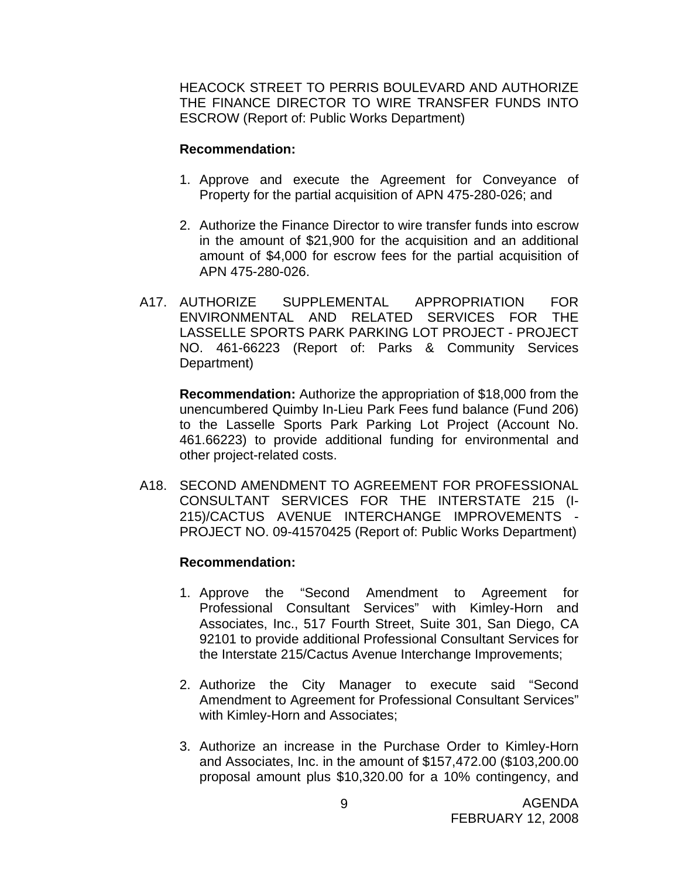HEACOCK STREET TO PERRIS BOULEVARD AND AUTHORIZE THE FINANCE DIRECTOR TO WIRE TRANSFER FUNDS INTO ESCROW (Report of: Public Works Department)

**Recommendation:**

1. Approve and execute the Agreement for Conveyance of Property for the partial acquisition of APN 475-280-026; and

2. Authorize the Finance Director to wire transfer funds into escrow in the amount of $21,900 for the acquisition and an additional amount of $4,000 for escrow fees for the partial acquisition of APN 475-280-026.

A17. AUTHORIZE SUPPLEMENTAL APPROPRIATION FOR ENVIRONMENTAL AND RELATED SERVICES FOR THE LASSELLE SPORTS PARK PARKING LOT PROJECT - PROJECT NO. 461-66223 (Report of: Parks & Community Services Department)

**Recommendation:** Authorize the appropriation of $18,000 from the unencumbered Quimby In-Lieu Park Fees fund balance (Fund 206) to the Lasselle Sports Park Parking Lot Project (Account No. 461.66223) to provide additional funding for environmental and other project-related costs.

A18. SECOND AMENDMENT TO AGREEMENT FOR PROFESSIONAL CONSULTANT SERVICES FOR THE INTERSTATE 215 (I-215)/CACTUS AVENUE INTERCHANGE IMPROVEMENTS - PROJECT NO. 09-41570425 (Report of: Public Works Department)

**Recommendation:**

1. Approve the "Second Amendment to Agreement for Professional Consultant Services" with Kimley-Horn and Associates, Inc., 517 Fourth Street, Suite 301, San Diego, CA 92101 to provide additional Professional Consultant Services for the Interstate 215/Cactus Avenue Interchange Improvements;

2. Authorize the City Manager to execute said "Second Amendment to Agreement for Professional Consultant Services" with Kimley-Horn and Associates;

3. Authorize an increase in the Purchase Order to Kimley-Horn and Associates, Inc. in the amount of $157,472.00 ($103,200.00 proposal amount plus $10,320.00 for a 10% contingency, and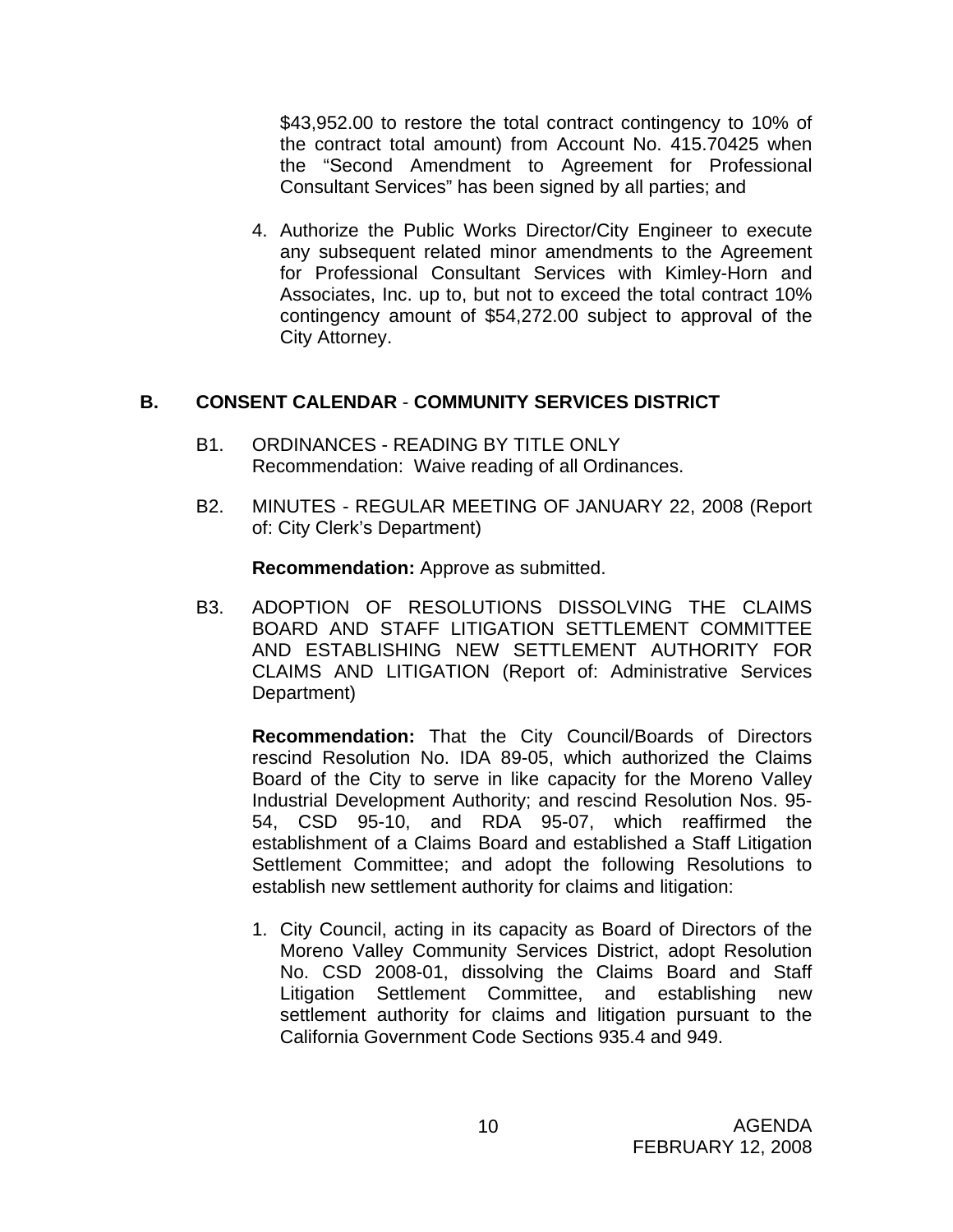$43,952.00 to restore the total contract contingency to 10% of the contract total amount) from Account No. 415.70425 when the "Second Amendment to Agreement for Professional Consultant Services" has been signed by all parties; and

4. Authorize the Public Works Director/City Engineer to execute any subsequent related minor amendments to the Agreement for Professional Consultant Services with Kimley-Horn and Associates, Inc. up to, but not to exceed the total contract 10% contingency amount of $54,272.00 subject to approval of the City Attorney.

## B. CONSENT CALENDAR - COMMUNITY SERVICES DISTRICT

B1. ORDINANCES - READING BY TITLE ONLY
Recommendation: Waive reading of all Ordinances.

B2. MINUTES - REGULAR MEETING OF JANUARY 22, 2008 (Report of: City Clerk's Department)

**Recommendation:** Approve as submitted.

B3. ADOPTION OF RESOLUTIONS DISSOLVING THE CLAIMS BOARD AND STAFF LITIGATION SETTLEMENT COMMITTEE AND ESTABLISHING NEW SETTLEMENT AUTHORITY FOR CLAIMS AND LITIGATION (Report of: Administrative Services Department)

**Recommendation:** That the City Council/Boards of Directors rescind Resolution No. IDA 89-05, which authorized the Claims Board of the City to serve in like capacity for the Moreno Valley Industrial Development Authority; and rescind Resolution Nos. 95-54, CSD 95-10, and RDA 95-07, which reaffirmed the establishment of a Claims Board and established a Staff Litigation Settlement Committee; and adopt the following Resolutions to establish new settlement authority for claims and litigation:

1. City Council, acting in its capacity as Board of Directors of the Moreno Valley Community Services District, adopt Resolution No. CSD 2008-01, dissolving the Claims Board and Staff Litigation Settlement Committee, and establishing new settlement authority for claims and litigation pursuant to the California Government Code Sections 935.4 and 949.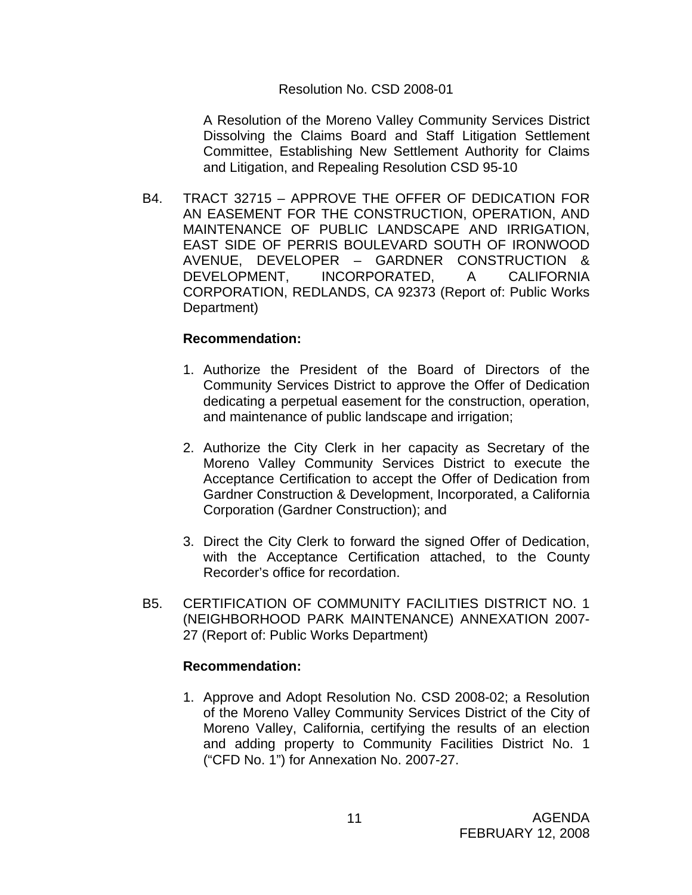Resolution No. CSD 2008-01

A Resolution of the Moreno Valley Community Services District Dissolving the Claims Board and Staff Litigation Settlement Committee, Establishing New Settlement Authority for Claims and Litigation, and Repealing Resolution CSD 95-10

B4. TRACT 32715 – APPROVE THE OFFER OF DEDICATION FOR AN EASEMENT FOR THE CONSTRUCTION, OPERATION, AND MAINTENANCE OF PUBLIC LANDSCAPE AND IRRIGATION, EAST SIDE OF PERRIS BOULEVARD SOUTH OF IRONWOOD AVENUE, DEVELOPER – GARDNER CONSTRUCTION & DEVELOPMENT, INCORPORATED, A CALIFORNIA CORPORATION, REDLANDS, CA 92373 (Report of: Public Works Department)

**Recommendation:**

1. Authorize the President of the Board of Directors of the Community Services District to approve the Offer of Dedication dedicating a perpetual easement for the construction, operation, and maintenance of public landscape and irrigation;

2. Authorize the City Clerk in her capacity as Secretary of the Moreno Valley Community Services District to execute the Acceptance Certification to accept the Offer of Dedication from Gardner Construction & Development, Incorporated, a California Corporation (Gardner Construction); and

3. Direct the City Clerk to forward the signed Offer of Dedication, with the Acceptance Certification attached, to the County Recorder's office for recordation.

B5. CERTIFICATION OF COMMUNITY FACILITIES DISTRICT NO. 1 (NEIGHBORHOOD PARK MAINTENANCE) ANNEXATION 2007-27 (Report of: Public Works Department)

**Recommendation:**

1. Approve and Adopt Resolution No. CSD 2008-02; a Resolution of the Moreno Valley Community Services District of the City of Moreno Valley, California, certifying the results of an election and adding property to Community Facilities District No. 1 ("CFD No. 1") for Annexation No. 2007-27.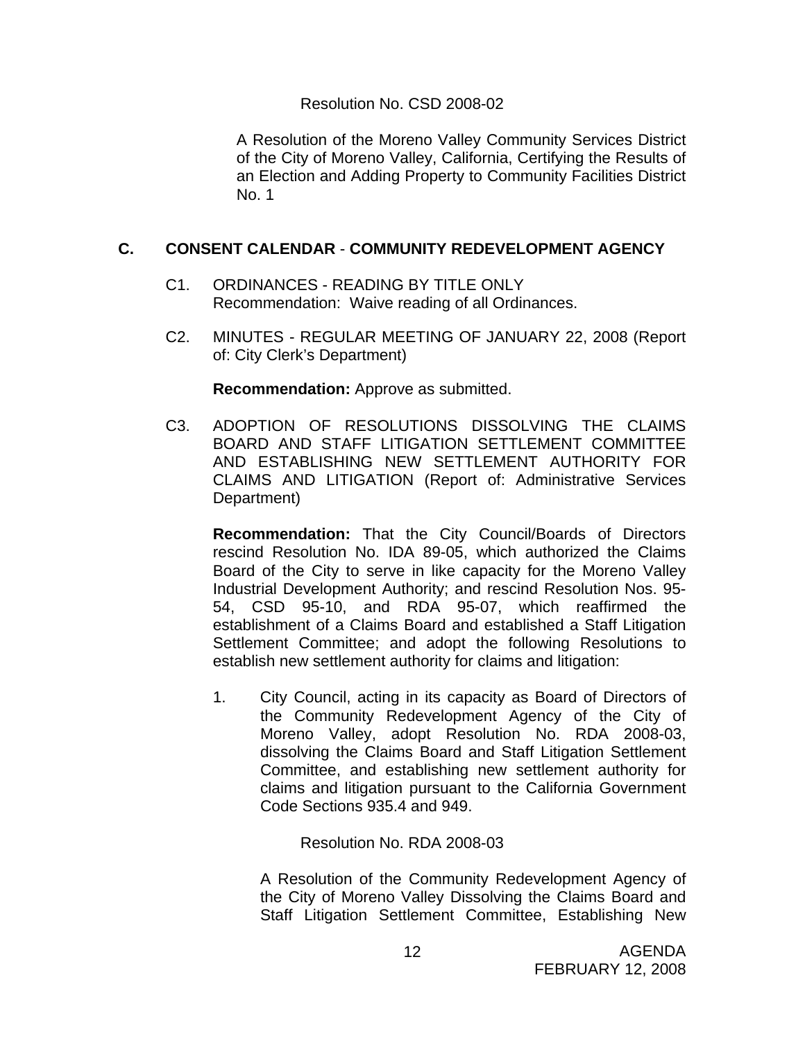Resolution No. CSD 2008-02

A Resolution of the Moreno Valley Community Services District of the City of Moreno Valley, California, Certifying the Results of an Election and Adding Property to Community Facilities District No. 1

## C. CONSENT CALENDAR - COMMUNITY REDEVELOPMENT AGENCY

C1. ORDINANCES - READING BY TITLE ONLY
Recommendation: Waive reading of all Ordinances.

C2. MINUTES - REGULAR MEETING OF JANUARY 22, 2008 (Report of: City Clerk's Department)

**Recommendation:** Approve as submitted.

C3. ADOPTION OF RESOLUTIONS DISSOLVING THE CLAIMS BOARD AND STAFF LITIGATION SETTLEMENT COMMITTEE AND ESTABLISHING NEW SETTLEMENT AUTHORITY FOR CLAIMS AND LITIGATION (Report of: Administrative Services Department)

**Recommendation:** That the City Council/Boards of Directors rescind Resolution No. IDA 89-05, which authorized the Claims Board of the City to serve in like capacity for the Moreno Valley Industrial Development Authority; and rescind Resolution Nos. 95-54, CSD 95-10, and RDA 95-07, which reaffirmed the establishment of a Claims Board and established a Staff Litigation Settlement Committee; and adopt the following Resolutions to establish new settlement authority for claims and litigation:

1. City Council, acting in its capacity as Board of Directors of the Community Redevelopment Agency of the City of Moreno Valley, adopt Resolution No. RDA 2008-03, dissolving the Claims Board and Staff Litigation Settlement Committee, and establishing new settlement authority for claims and litigation pursuant to the California Government Code Sections 935.4 and 949.

   Resolution No. RDA 2008-03

   A Resolution of the Community Redevelopment Agency of the City of Moreno Valley Dissolving the Claims Board and Staff Litigation Settlement Committee, Establishing New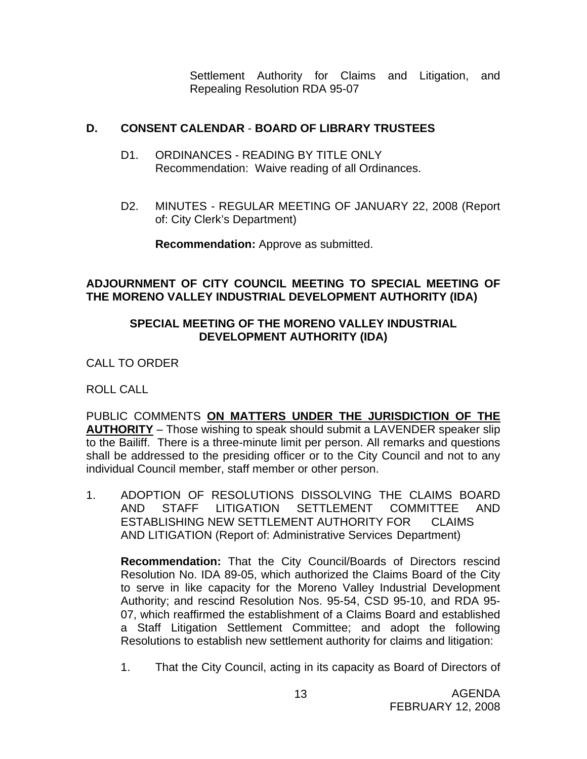Settlement Authority for Claims and Litigation, and Repealing Resolution RDA 95-07

## D. CONSENT CALENDAR - BOARD OF LIBRARY TRUSTEES

D1. ORDINANCES - READING BY TITLE ONLY
Recommendation: Waive reading of all Ordinances.

D2. MINUTES - REGULAR MEETING OF JANUARY 22, 2008 (Report of: City Clerk's Department)

**Recommendation:** Approve as submitted.

**ADJOURNMENT OF CITY COUNCIL MEETING TO SPECIAL MEETING OF THE MORENO VALLEY INDUSTRIAL DEVELOPMENT AUTHORITY (IDA)**

**SPECIAL MEETING OF THE MORENO VALLEY INDUSTRIAL DEVELOPMENT AUTHORITY (IDA)**

CALL TO ORDER

ROLL CALL

PUBLIC COMMENTS **ON MATTERS UNDER THE JURISDICTION OF THE AUTHORITY** – Those wishing to speak should submit a LAVENDER speaker slip to the Bailiff. There is a three-minute limit per person. All remarks and questions shall be addressed to the presiding officer or to the City Council and not to any individual Council member, staff member or other person.

1. ADOPTION OF RESOLUTIONS DISSOLVING THE CLAIMS BOARD AND STAFF LITIGATION SETTLEMENT COMMITTEE AND ESTABLISHING NEW SETTLEMENT AUTHORITY FOR CLAIMS AND LITIGATION (Report of: Administrative Services Department)

   **Recommendation:** That the City Council/Boards of Directors rescind Resolution No. IDA 89-05, which authorized the Claims Board of the City to serve in like capacity for the Moreno Valley Industrial Development Authority; and rescind Resolution Nos. 95-54, CSD 95-10, and RDA 95-07, which reaffirmed the establishment of a Claims Board and established a Staff Litigation Settlement Committee; and adopt the following Resolutions to establish new settlement authority for claims and litigation:

   1. That the City Council, acting in its capacity as Board of Directors of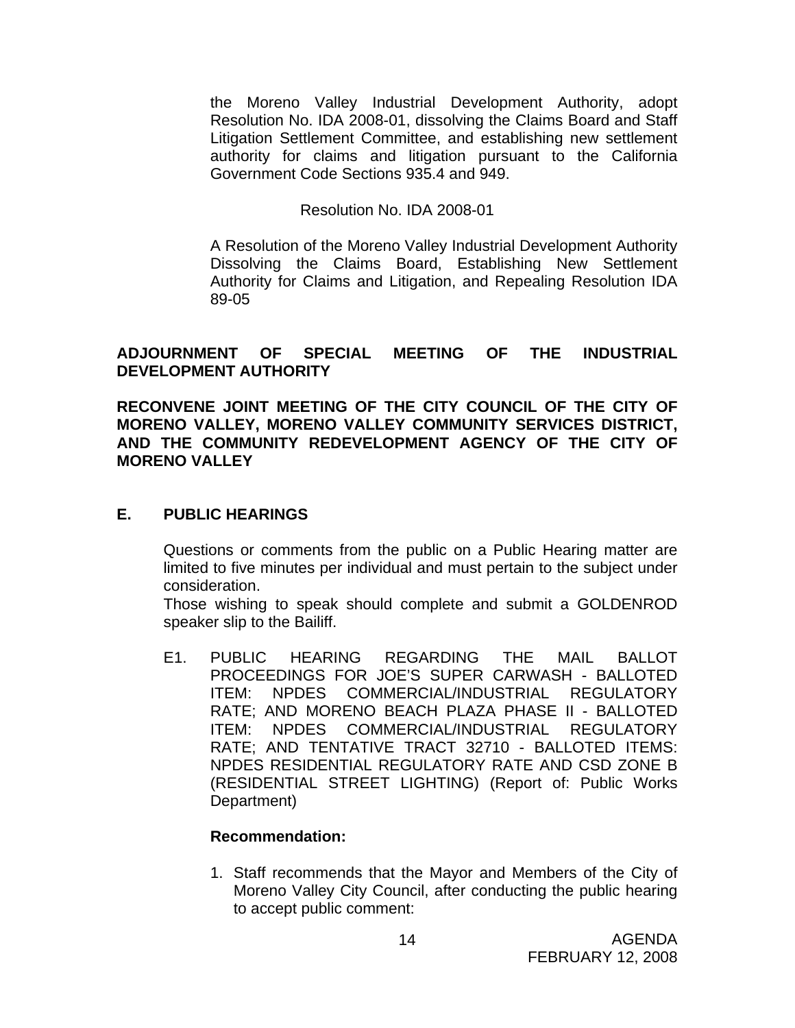the Moreno Valley Industrial Development Authority, adopt Resolution No. IDA 2008-01, dissolving the Claims Board and Staff Litigation Settlement Committee, and establishing new settlement authority for claims and litigation pursuant to the California Government Code Sections 935.4 and 949.

Resolution No. IDA 2008-01

A Resolution of the Moreno Valley Industrial Development Authority Dissolving the Claims Board, Establishing New Settlement Authority for Claims and Litigation, and Repealing Resolution IDA 89-05

**ADJOURNMENT OF SPECIAL MEETING OF THE INDUSTRIAL DEVELOPMENT AUTHORITY**

**RECONVENE JOINT MEETING OF THE CITY COUNCIL OF THE CITY OF MORENO VALLEY, MORENO VALLEY COMMUNITY SERVICES DISTRICT, AND THE COMMUNITY REDEVELOPMENT AGENCY OF THE CITY OF MORENO VALLEY**

## E. PUBLIC HEARINGS

Questions or comments from the public on a Public Hearing matter are limited to five minutes per individual and must pertain to the subject under consideration.

Those wishing to speak should complete and submit a GOLDENROD speaker slip to the Bailiff.

E1. PUBLIC HEARING REGARDING THE MAIL BALLOT PROCEEDINGS FOR JOE'S SUPER CARWASH - BALLOTED ITEM: NPDES COMMERCIAL/INDUSTRIAL REGULATORY RATE; AND MORENO BEACH PLAZA PHASE II - BALLOTED ITEM: NPDES COMMERCIAL/INDUSTRIAL REGULATORY RATE; AND TENTATIVE TRACT 32710 - BALLOTED ITEMS: NPDES RESIDENTIAL REGULATORY RATE AND CSD ZONE B (RESIDENTIAL STREET LIGHTING) (Report of: Public Works Department)

**Recommendation:**

1. Staff recommends that the Mayor and Members of the City of Moreno Valley City Council, after conducting the public hearing to accept public comment: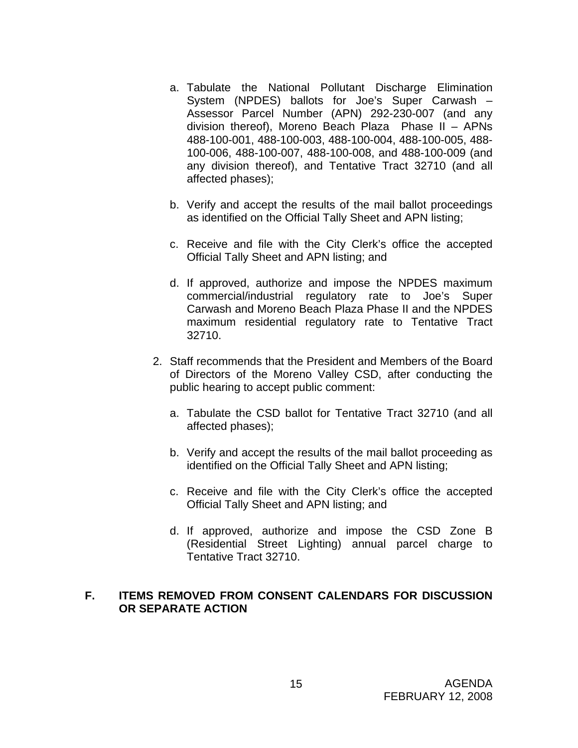a. Tabulate the National Pollutant Discharge Elimination System (NPDES) ballots for Joe's Super Carwash – Assessor Parcel Number (APN) 292-230-007 (and any division thereof), Moreno Beach Plaza Phase II – APNs 488-100-001, 488-100-003, 488-100-004, 488-100-005, 488-100-006, 488-100-007, 488-100-008, and 488-100-009 (and any division thereof), and Tentative Tract 32710 (and all affected phases);

b. Verify and accept the results of the mail ballot proceedings as identified on the Official Tally Sheet and APN listing;

c. Receive and file with the City Clerk's office the accepted Official Tally Sheet and APN listing; and

d. If approved, authorize and impose the NPDES maximum commercial/industrial regulatory rate to Joe's Super Carwash and Moreno Beach Plaza Phase II and the NPDES maximum residential regulatory rate to Tentative Tract 32710.

2. Staff recommends that the President and Members of the Board of Directors of the Moreno Valley CSD, after conducting the public hearing to accept public comment:

   a. Tabulate the CSD ballot for Tentative Tract 32710 (and all affected phases);

   b. Verify and accept the results of the mail ballot proceeding as identified on the Official Tally Sheet and APN listing;

   c. Receive and file with the City Clerk's office the accepted Official Tally Sheet and APN listing; and

   d. If approved, authorize and impose the CSD Zone B (Residential Street Lighting) annual parcel charge to Tentative Tract 32710.

## F. ITEMS REMOVED FROM CONSENT CALENDARS FOR DISCUSSION OR SEPARATE ACTION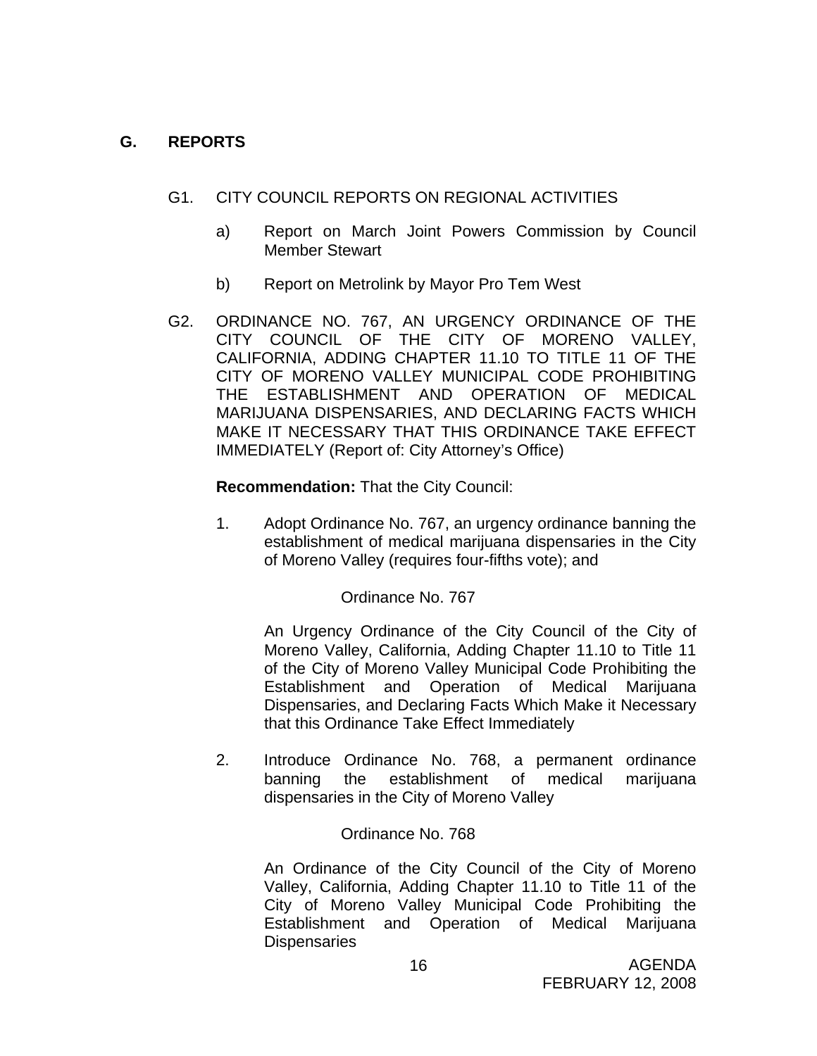## G. REPORTS

G1. CITY COUNCIL REPORTS ON REGIONAL ACTIVITIES

a) Report on March Joint Powers Commission by Council Member Stewart

b) Report on Metrolink by Mayor Pro Tem West

G2. ORDINANCE NO. 767, AN URGENCY ORDINANCE OF THE CITY COUNCIL OF THE CITY OF MORENO VALLEY, CALIFORNIA, ADDING CHAPTER 11.10 TO TITLE 11 OF THE CITY OF MORENO VALLEY MUNICIPAL CODE PROHIBITING THE ESTABLISHMENT AND OPERATION OF MEDICAL MARIJUANA DISPENSARIES, AND DECLARING FACTS WHICH MAKE IT NECESSARY THAT THIS ORDINANCE TAKE EFFECT IMMEDIATELY (Report of: City Attorney's Office)

**Recommendation:** That the City Council:

1. Adopt Ordinance No. 767, an urgency ordinance banning the establishment of medical marijuana dispensaries in the City of Moreno Valley (requires four-fifths vote); and

   Ordinance No. 767

   An Urgency Ordinance of the City Council of the City of Moreno Valley, California, Adding Chapter 11.10 to Title 11 of the City of Moreno Valley Municipal Code Prohibiting the Establishment and Operation of Medical Marijuana Dispensaries, and Declaring Facts Which Make it Necessary that this Ordinance Take Effect Immediately

2. Introduce Ordinance No. 768, a permanent ordinance banning the establishment of medical marijuana dispensaries in the City of Moreno Valley

   Ordinance No. 768

   An Ordinance of the City Council of the City of Moreno Valley, California, Adding Chapter 11.10 to Title 11 of the City of Moreno Valley Municipal Code Prohibiting the Establishment and Operation of Medical Marijuana Dispensaries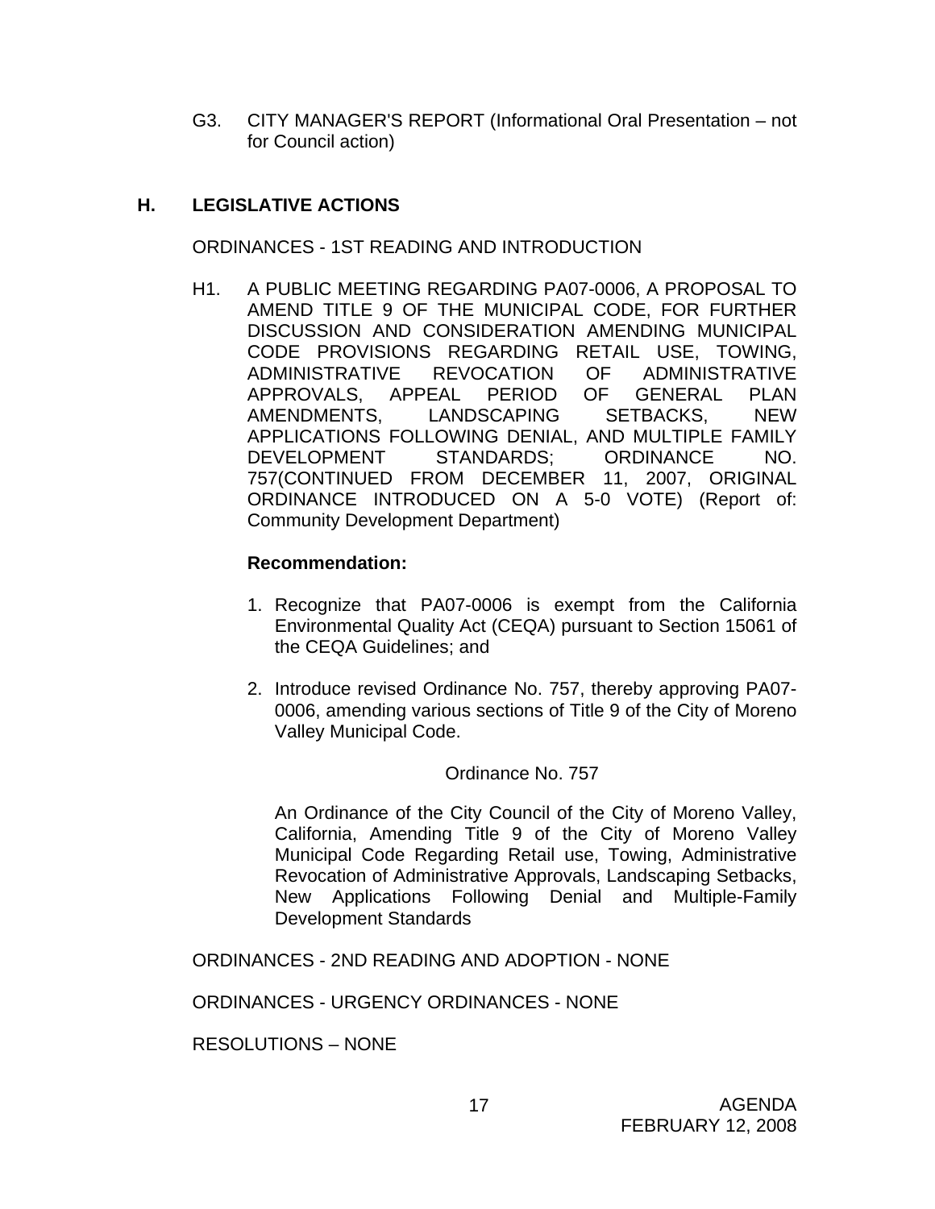G3. CITY MANAGER'S REPORT (Informational Oral Presentation – not for Council action)

## H. LEGISLATIVE ACTIONS

ORDINANCES - 1ST READING AND INTRODUCTION

H1. A PUBLIC MEETING REGARDING PA07-0006, A PROPOSAL TO AMEND TITLE 9 OF THE MUNICIPAL CODE, FOR FURTHER DISCUSSION AND CONSIDERATION AMENDING MUNICIPAL CODE PROVISIONS REGARDING RETAIL USE, TOWING, ADMINISTRATIVE REVOCATION OF ADMINISTRATIVE APPROVALS, APPEAL PERIOD OF GENERAL PLAN AMENDMENTS, LANDSCAPING SETBACKS, NEW APPLICATIONS FOLLOWING DENIAL, AND MULTIPLE FAMILY DEVELOPMENT STANDARDS; ORDINANCE NO. 757(CONTINUED FROM DECEMBER 11, 2007, ORIGINAL ORDINANCE INTRODUCED ON A 5-0 VOTE) (Report of: Community Development Department)

**Recommendation:**

1. Recognize that PA07-0006 is exempt from the California Environmental Quality Act (CEQA) pursuant to Section 15061 of the CEQA Guidelines; and

2. Introduce revised Ordinance No. 757, thereby approving PA07-0006, amending various sections of Title 9 of the City of Moreno Valley Municipal Code.

Ordinance No. 757

An Ordinance of the City Council of the City of Moreno Valley, California, Amending Title 9 of the City of Moreno Valley Municipal Code Regarding Retail use, Towing, Administrative Revocation of Administrative Approvals, Landscaping Setbacks, New Applications Following Denial and Multiple-Family Development Standards

ORDINANCES - 2ND READING AND ADOPTION - NONE

ORDINANCES - URGENCY ORDINANCES - NONE

RESOLUTIONS – NONE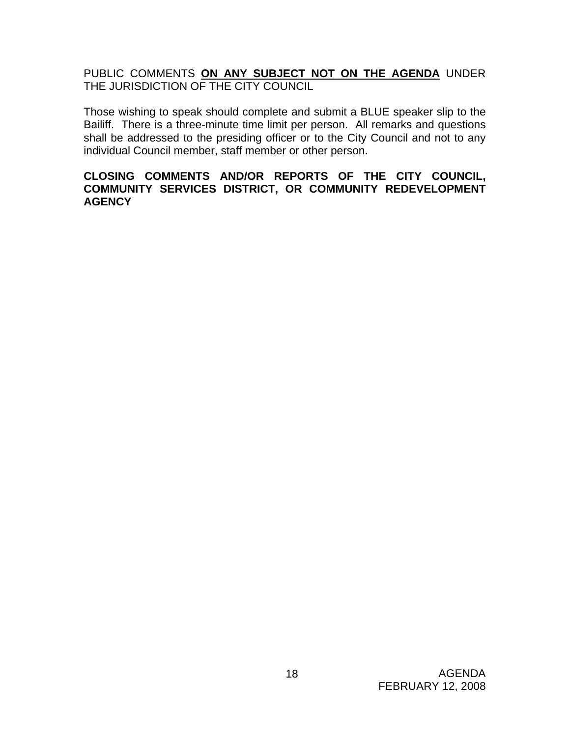PUBLIC COMMENTS **ON ANY SUBJECT NOT ON THE AGENDA** UNDER THE JURISDICTION OF THE CITY COUNCIL

Those wishing to speak should complete and submit a BLUE speaker slip to the Bailiff. There is a three-minute time limit per person. All remarks and questions shall be addressed to the presiding officer or to the City Council and not to any individual Council member, staff member or other person.

**CLOSING COMMENTS AND/OR REPORTS OF THE CITY COUNCIL, COMMUNITY SERVICES DISTRICT, OR COMMUNITY REDEVELOPMENT AGENCY**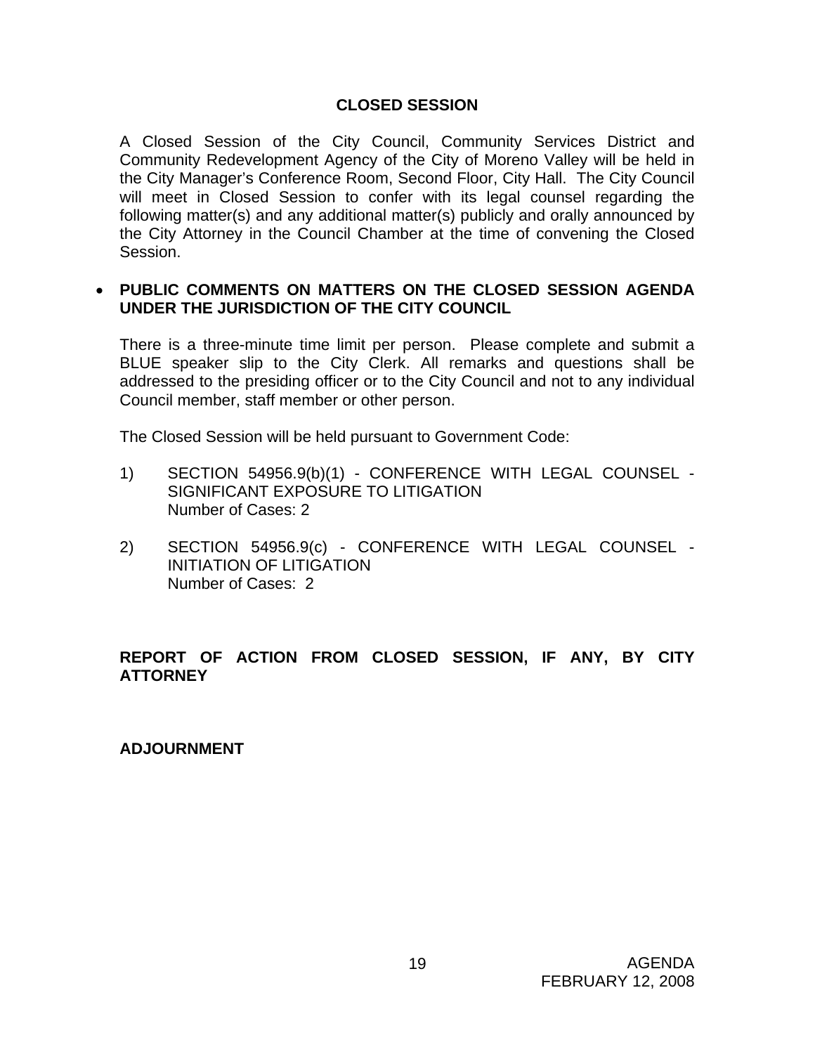## CLOSED SESSION

A Closed Session of the City Council, Community Services District and Community Redevelopment Agency of the City of Moreno Valley will be held in the City Manager's Conference Room, Second Floor, City Hall. The City Council will meet in Closed Session to confer with its legal counsel regarding the following matter(s) and any additional matter(s) publicly and orally announced by the City Attorney in the Council Chamber at the time of convening the Closed Session.

- **PUBLIC COMMENTS ON MATTERS ON THE CLOSED SESSION AGENDA UNDER THE JURISDICTION OF THE CITY COUNCIL**

  There is a three-minute time limit per person. Please complete and submit a BLUE speaker slip to the City Clerk. All remarks and questions shall be addressed to the presiding officer or to the City Council and not to any individual Council member, staff member or other person.

  The Closed Session will be held pursuant to Government Code:

  1) SECTION 54956.9(b)(1) - CONFERENCE WITH LEGAL COUNSEL - SIGNIFICANT EXPOSURE TO LITIGATION
     Number of Cases: 2

  2) SECTION 54956.9(c) - CONFERENCE WITH LEGAL COUNSEL - INITIATION OF LITIGATION
     Number of Cases: 2

**REPORT OF ACTION FROM CLOSED SESSION, IF ANY, BY CITY ATTORNEY**

**ADJOURNMENT**